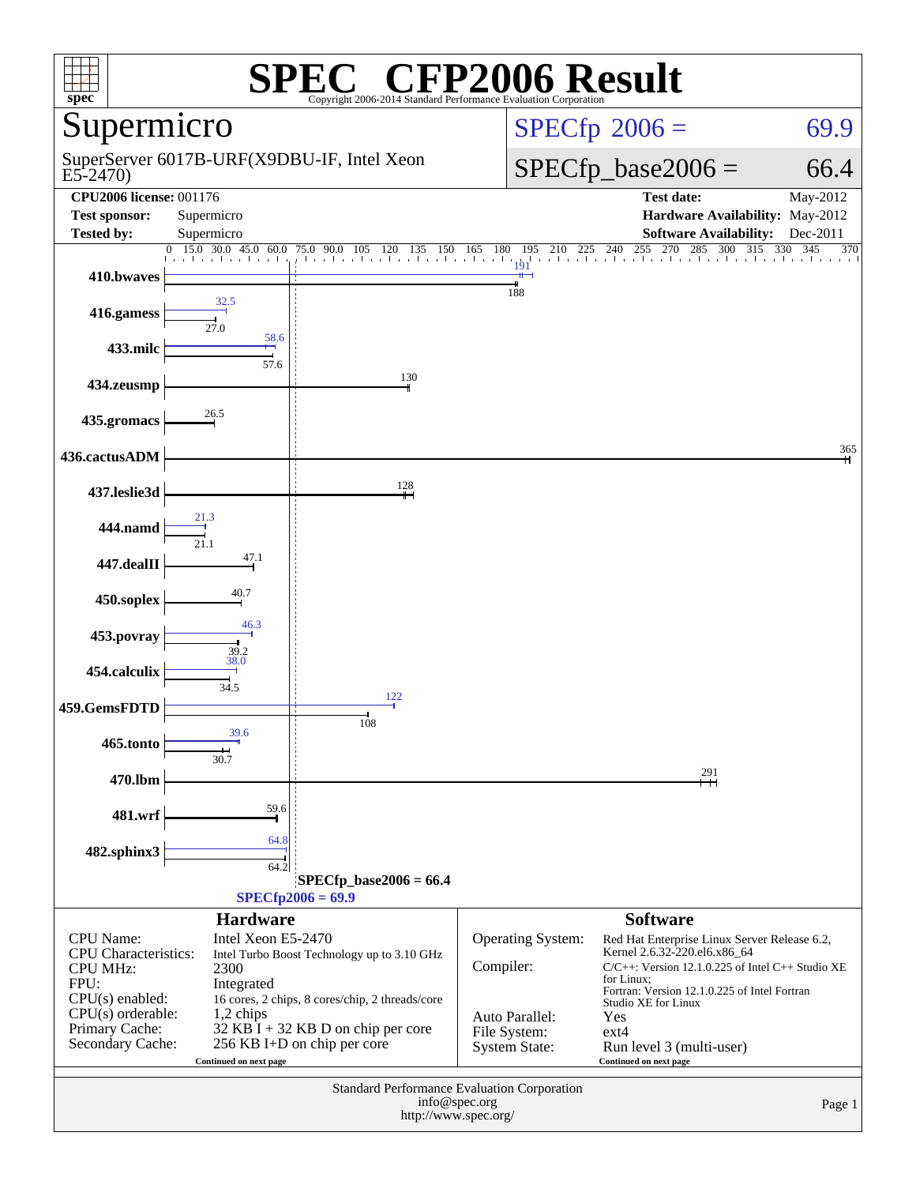# SPEC® CFP2006 Result

Copyright 2006-2014 Standard Performance Evaluation Corporation

## Supermicro

SuperServer 6017B-URF(X9DBU-IF, Intel Xeon E5-2470)

SPECfp 2006 = 69.9

SPECfp_base2006 = 66.4

| | | | |
|---|---|---|---|
| **CPU2006 license:** 001176 | | **Test date:** | May-2012 |
| **Test sponsor:** | Supermicro | **Hardware Availability:** | May-2012 |
| **Tested by:** | Supermicro | **Software Availability:** | Dec-2011 |

| Benchmark | Peak | Base |
|---|---|---|
| 410.bwaves | 191 | 188 |
| 416.gamess | 32.5 | 27.0 |
| 433.milc | 58.6 | 57.6 |
| 434.zeusmp | 130 | 130 |
| 435.gromacs | 26.5 | 26.5 |
| 436.cactusADM | 365 | 365 |
| 437.leslie3d | 128 | 128 |
| 444.namd | 21.3 | 21.1 |
| 447.dealII | 47.1 | 47.1 |
| 450.soplex | 40.7 | 40.7 |
| 453.povray | 46.3 | 39.2 |
| 454.calculix | 38.0 | 34.5 |
| 459.GemsFDTD | 122 | 108 |
| 465.tonto | 39.6 | 30.7 |
| 470.lbm | 291 | 291 |
| 481.wrf | 59.6 | 59.6 |
| 482.sphinx3 | 64.8 | 64.2 |

SPECfp_base2006 = 66.4

SPECfp2006 = 69.9

### Hardware

| | |
|---|---|
| CPU Name: | Intel Xeon E5-2470 |
| CPU Characteristics: | Intel Turbo Boost Technology up to 3.10 GHz |
| CPU MHz: | 2300 |
| FPU: | Integrated |
| CPU(s) enabled: | 16 cores, 2 chips, 8 cores/chip, 2 threads/core |
| CPU(s) orderable: | 1,2 chips |
| Primary Cache: | 32 KB I + 32 KB D on chip per core |
| Secondary Cache: | 256 KB I+D on chip per core |

Continued on next page

### Software

| | |
|---|---|
| Operating System: | Red Hat Enterprise Linux Server Release 6.2, Kernel 2.6.32-220.el6.x86_64 |
| Compiler: | C/C++: Version 12.1.0.225 of Intel C++ Studio XE for Linux; Fortran: Version 12.1.0.225 of Intel Fortran Studio XE for Linux |
| Auto Parallel: | Yes |
| File System: | ext4 |
| System State: | Run level 3 (multi-user) |

Continued on next page

Standard Performance Evaluation Corporation
info@spec.org
http://www.spec.org/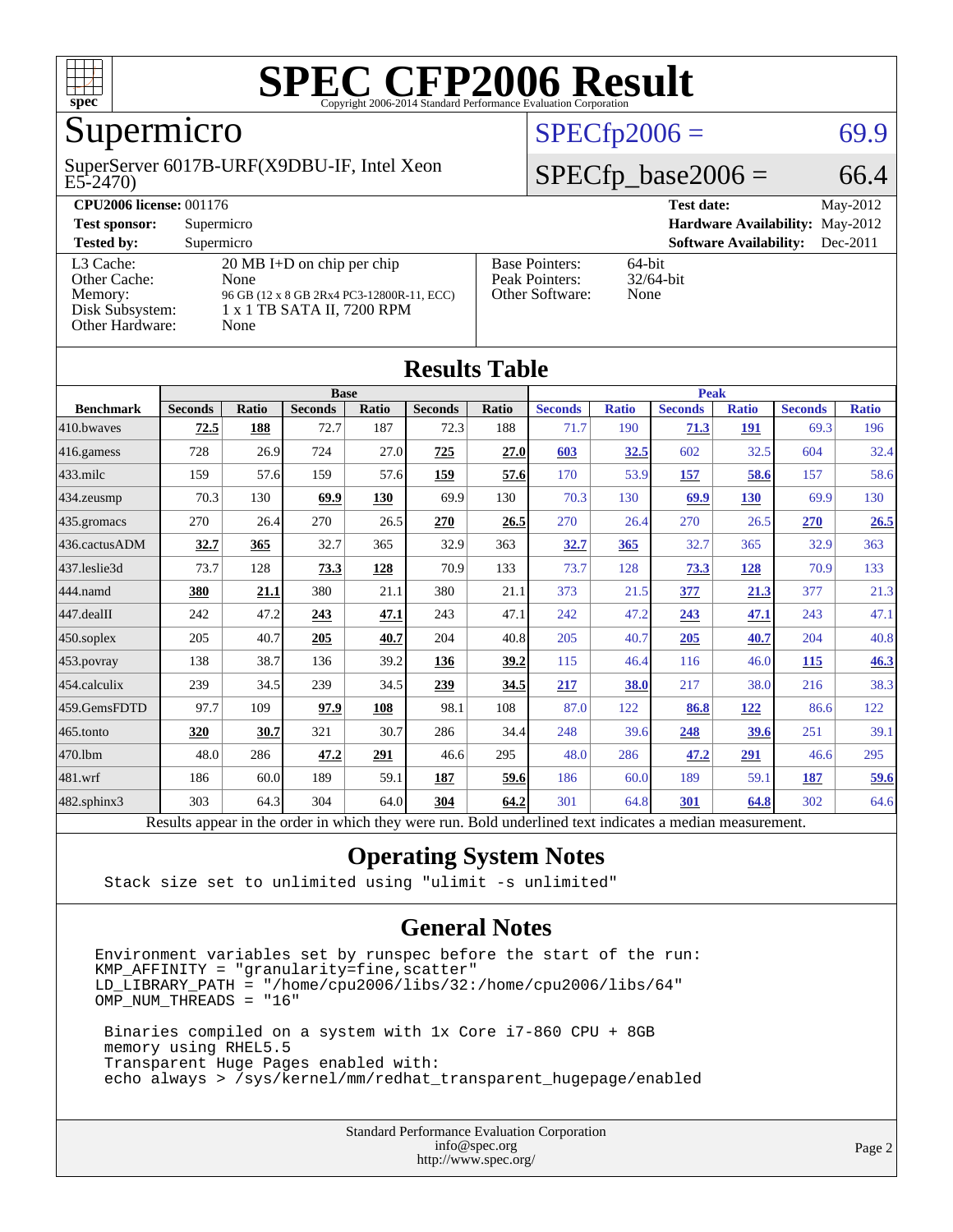# SPEC CFP2006 Result

Copyright 2006-2014 Standard Performance Evaluation Corporation

## Supermicro

SuperServer 6017B-URF(X9DBU-IF, Intel Xeon E5-2470)

SPECfp2006 = 69.9

SPECfp_base2006 = 66.4

| | | | |
|---|---|---|---|
| **CPU2006 license:** 001176 | | **Test date:** | May-2012 |
| **Test sponsor:** | Supermicro | **Hardware Availability:** | May-2012 |
| **Tested by:** | Supermicro | **Software Availability:** | Dec-2011 |

| | | | |
|---|---|---|---|
| L3 Cache: | 20 MB I+D on chip per chip | Base Pointers: | 64-bit |
| Other Cache: | None | Peak Pointers: | 32/64-bit |
| Memory: | 96 GB (12 x 8 GB 2Rx4 PC3-12800R-11, ECC) | Other Software: | None |
| Disk Subsystem: | 1 x 1 TB SATA II, 7200 RPM | | |
| Other Hardware: | None | | |

## Results Table

| Benchmark | Base | | | | | | Peak | | | | | |
|---|---|---|---|---|---|---|---|---|---|---|---|---|
| | Seconds | Ratio | Seconds | Ratio | Seconds | Ratio | Seconds | Ratio | Seconds | Ratio | Seconds | Ratio |
| 410.bwaves | **72.5** | **188** | 72.7 | 187 | 72.3 | 188 | 71.7 | 190 | **71.3** | **191** | 69.3 | 196 |
| 416.gamess | 728 | 26.9 | 724 | 27.0 | **725** | **27.0** | **603** | **32.5** | 602 | 32.5 | 604 | 32.4 |
| 433.milc | 159 | 57.6 | 159 | 57.6 | **159** | **57.6** | 170 | 53.9 | **157** | **58.6** | 157 | 58.6 |
| 434.zeusmp | 70.3 | 130 | **69.9** | **130** | 69.9 | 130 | 70.3 | 130 | **69.9** | **130** | 69.9 | 130 |
| 435.gromacs | 270 | 26.4 | 270 | 26.5 | **270** | **26.5** | 270 | 26.4 | 270 | 26.5 | **270** | **26.5** |
| 436.cactusADM | **32.7** | **365** | 32.7 | 365 | 32.9 | 363 | **32.7** | **365** | 32.7 | 365 | 32.9 | 363 |
| 437.leslie3d | 73.7 | 128 | **73.3** | **128** | 70.9 | 133 | 73.7 | 128 | **73.3** | **128** | 70.9 | 133 |
| 444.namd | **380** | **21.1** | 380 | 21.1 | 380 | 21.1 | 373 | 21.5 | **377** | **21.3** | 377 | 21.3 |
| 447.dealII | 242 | 47.2 | **243** | **47.1** | 243 | 47.1 | 242 | 47.2 | **243** | **47.1** | 243 | 47.1 |
| 450.soplex | 205 | 40.7 | **205** | **40.7** | 204 | 40.8 | 205 | 40.7 | **205** | **40.7** | 204 | 40.8 |
| 453.povray | 138 | 38.7 | 136 | 39.2 | **136** | **39.2** | 115 | 46.4 | 116 | 46.0 | **115** | **46.3** |
| 454.calculix | 239 | 34.5 | 239 | 34.5 | **239** | **34.5** | **217** | **38.0** | 217 | 38.0 | 216 | 38.3 |
| 459.GemsFDTD | 97.7 | 109 | **97.9** | **108** | 98.1 | 108 | 87.0 | 122 | **86.8** | **122** | 86.6 | 122 |
| 465.tonto | **320** | **30.7** | 321 | 30.7 | 286 | 34.4 | 248 | 39.6 | **248** | **39.6** | 251 | 39.1 |
| 470.lbm | 48.0 | 286 | **47.2** | **291** | 46.6 | 295 | 48.0 | 286 | **47.2** | **291** | 46.6 | 295 |
| 481.wrf | 186 | 60.0 | 189 | 59.1 | **187** | **59.6** | 186 | 60.0 | 189 | 59.1 | **187** | **59.6** |
| 482.sphinx3 | 303 | 64.3 | 304 | 64.0 | **304** | **64.2** | 301 | 64.8 | **301** | **64.8** | 302 | 64.6 |

Results appear in the order in which they were run. Bold underlined text indicates a median measurement.

## Operating System Notes

```
Stack size set to unlimited using "ulimit -s unlimited"
```

## General Notes

```
Environment variables set by runspec before the start of the run:
KMP_AFFINITY = "granularity=fine,scatter"
LD_LIBRARY_PATH = "/home/cpu2006/libs/32:/home/cpu2006/libs/64"
OMP_NUM_THREADS = "16"

 Binaries compiled on a system with 1x Core i7-860 CPU + 8GB
 memory using RHEL5.5
 Transparent Huge Pages enabled with:
 echo always > /sys/kernel/mm/redhat_transparent_hugepage/enabled
```

Standard Performance Evaluation Corporation
info@spec.org
http://www.spec.org/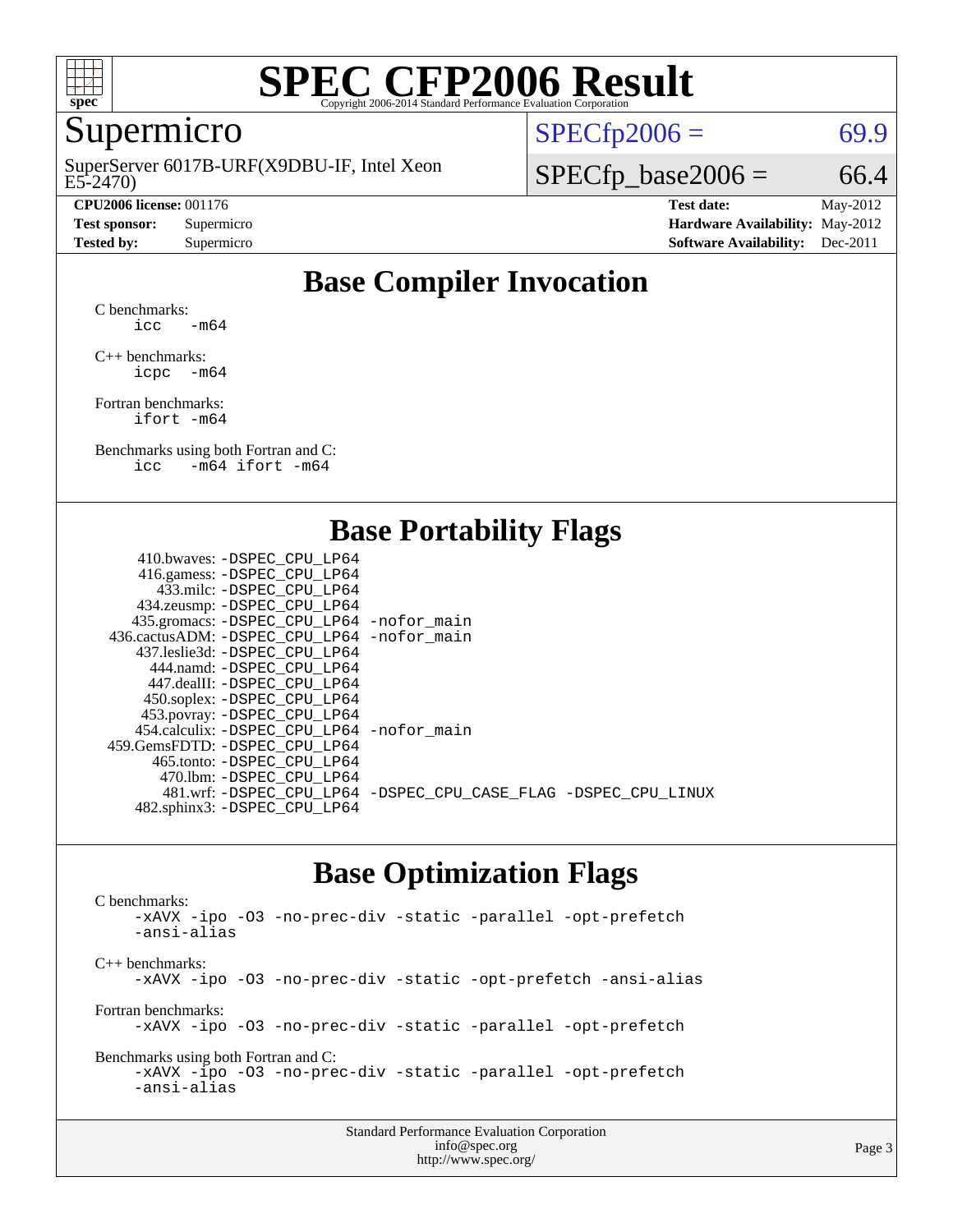# SPEC CFP2006 Result

Copyright 2006-2014 Standard Performance Evaluation Corporation

## Supermicro

SuperServer 6017B-URF(X9DBU-IF, Intel Xeon E5-2470)

SPECfp2006 = 69.9

SPECfp_base2006 = 66.4

| | | | |
|---|---|---|---|
| **CPU2006 license:** 001176 | | **Test date:** | May-2012 |
| **Test sponsor:** | Supermicro | **Hardware Availability:** | May-2012 |
| **Tested by:** | Supermicro | **Software Availability:** | Dec-2011 |

## Base Compiler Invocation

C benchmarks:
```
icc   -m64
```

C++ benchmarks:
```
icpc  -m64
```

Fortran benchmarks:
```
ifort -m64
```

Benchmarks using both Fortran and C:
```
icc   -m64 ifort -m64
```

## Base Portability Flags

| Benchmark | Flags |
|---|---|
| 410.bwaves: | -DSPEC_CPU_LP64 |
| 416.gamess: | -DSPEC_CPU_LP64 |
| 433.milc: | -DSPEC_CPU_LP64 |
| 434.zeusmp: | -DSPEC_CPU_LP64 |
| 435.gromacs: | -DSPEC_CPU_LP64 -nofor_main |
| 436.cactusADM: | -DSPEC_CPU_LP64 -nofor_main |
| 437.leslie3d: | -DSPEC_CPU_LP64 |
| 444.namd: | -DSPEC_CPU_LP64 |
| 447.dealII: | -DSPEC_CPU_LP64 |
| 450.soplex: | -DSPEC_CPU_LP64 |
| 453.povray: | -DSPEC_CPU_LP64 |
| 454.calculix: | -DSPEC_CPU_LP64 -nofor_main |
| 459.GemsFDTD: | -DSPEC_CPU_LP64 |
| 465.tonto: | -DSPEC_CPU_LP64 |
| 470.lbm: | -DSPEC_CPU_LP64 |
| 481.wrf: | -DSPEC_CPU_LP64 -DSPEC_CPU_CASE_FLAG -DSPEC_CPU_LINUX |
| 482.sphinx3: | -DSPEC_CPU_LP64 |

## Base Optimization Flags

C benchmarks:
```
-xAVX -ipo -O3 -no-prec-div -static -parallel -opt-prefetch
-ansi-alias
```

C++ benchmarks:
```
-xAVX -ipo -O3 -no-prec-div -static -opt-prefetch -ansi-alias
```

Fortran benchmarks:
```
-xAVX -ipo -O3 -no-prec-div -static -parallel -opt-prefetch
```

Benchmarks using both Fortran and C:
```
-xAVX -ipo -O3 -no-prec-div -static -parallel -opt-prefetch
-ansi-alias
```

Standard Performance Evaluation Corporation
info@spec.org
http://www.spec.org/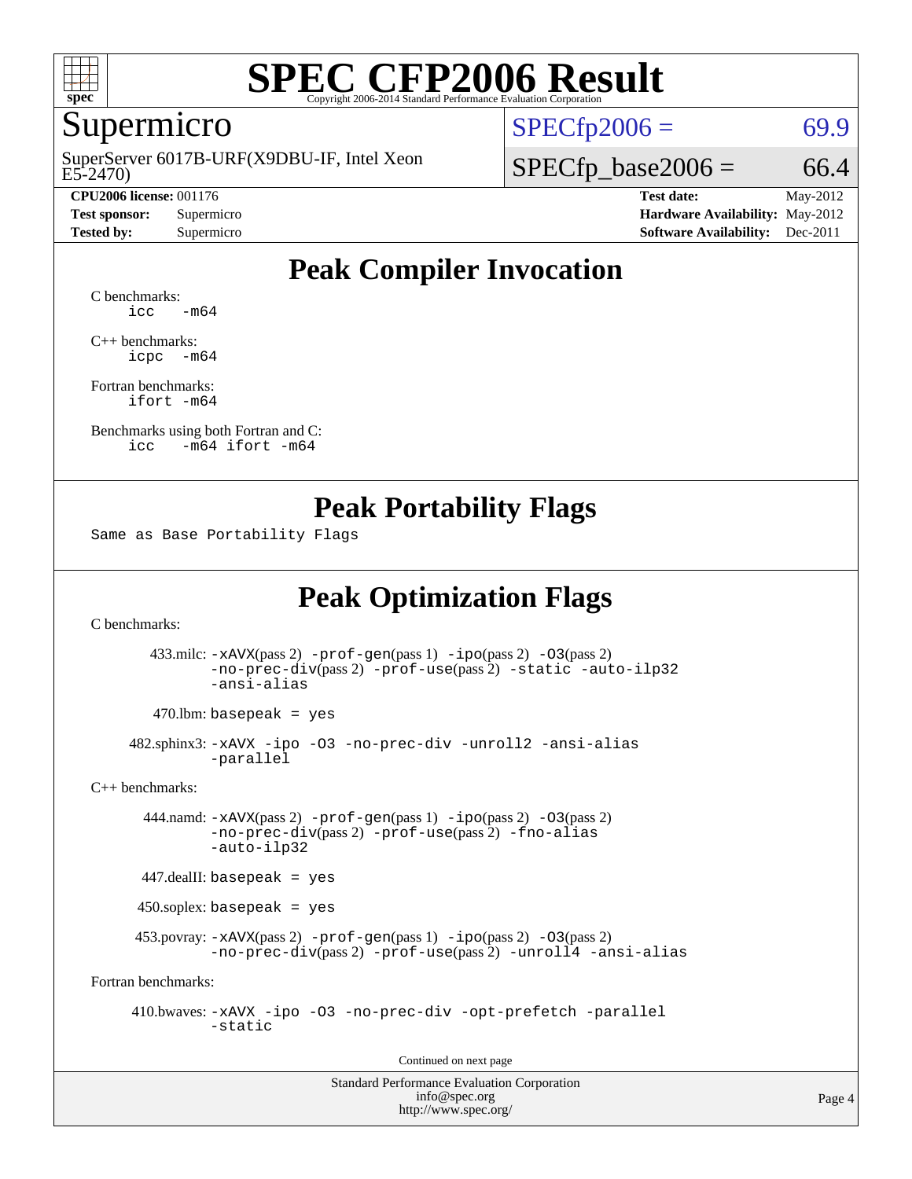# SPEC CFP2006 Result

Copyright 2006-2014 Standard Performance Evaluation Corporation

## Supermicro

SuperServer 6017B-URF(X9DBU-IF, Intel Xeon E5-2470)

SPECfp2006 = 69.9

SPECfp_base2006 = 66.4

| | | | |
|---|---|---|---|
| **CPU2006 license:** 001176 | | **Test date:** | May-2012 |
| **Test sponsor:** | Supermicro | **Hardware Availability:** | May-2012 |
| **Tested by:** | Supermicro | **Software Availability:** | Dec-2011 |

## Peak Compiler Invocation

C benchmarks:
`icc -m64`

C++ benchmarks:
`icpc -m64`

Fortran benchmarks:
`ifort -m64`

Benchmarks using both Fortran and C:
`icc -m64 ifort -m64`

## Peak Portability Flags

Same as Base Portability Flags

## Peak Optimization Flags

C benchmarks:

433.milc: -xAVX(pass 2) -prof-gen(pass 1) -ipo(pass 2) -O3(pass 2) -no-prec-div(pass 2) -prof-use(pass 2) -static -auto-ilp32 -ansi-alias

470.lbm: basepeak = yes

482.sphinx3: -xAVX -ipo -O3 -no-prec-div -unroll2 -ansi-alias -parallel

C++ benchmarks:

444.namd: -xAVX(pass 2) -prof-gen(pass 1) -ipo(pass 2) -O3(pass 2) -no-prec-div(pass 2) -prof-use(pass 2) -fno-alias -auto-ilp32

447.dealII: basepeak = yes

450.soplex: basepeak = yes

453.povray: -xAVX(pass 2) -prof-gen(pass 1) -ipo(pass 2) -O3(pass 2) -no-prec-div(pass 2) -prof-use(pass 2) -unroll4 -ansi-alias

Fortran benchmarks:

410.bwaves: -xAVX -ipo -O3 -no-prec-div -opt-prefetch -parallel -static

Continued on next page

Standard Performance Evaluation Corporation
info@spec.org
http://www.spec.org/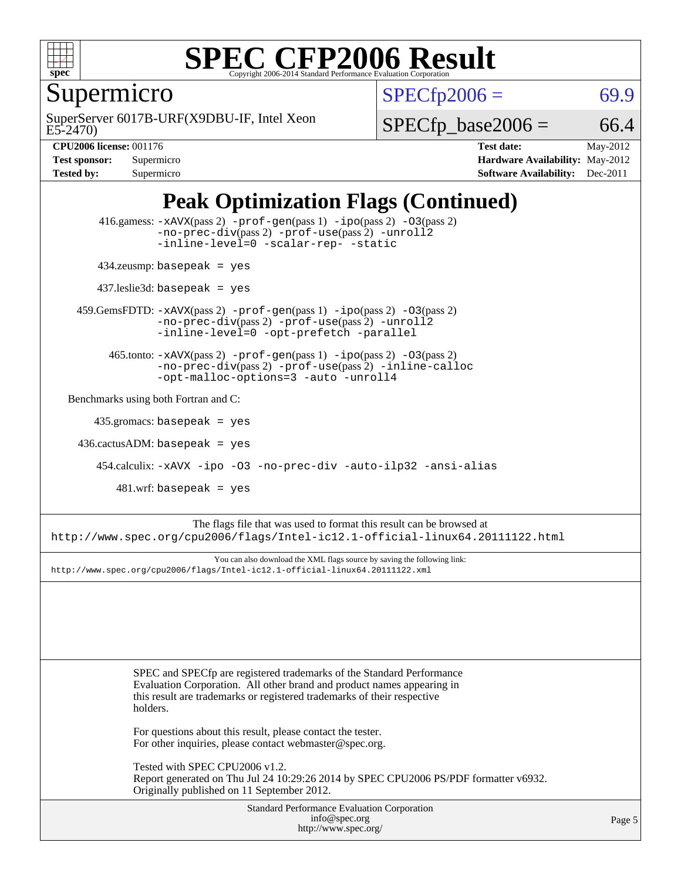# Peak Optimization Flags (Continued)

416.gamess: `-xAVX`(pass 2) `-prof-gen`(pass 1) `-ipo`(pass 2) `-O3`(pass 2) `-no-prec-div`(pass 2) `-prof-use`(pass 2) `-unroll2` `-inline-level=0` `-scalar-rep-` `-static`

434.zeusmp: `basepeak = yes`

437.leslie3d: `basepeak = yes`

459.GemsFDTD: `-xAVX`(pass 2) `-prof-gen`(pass 1) `-ipo`(pass 2) `-O3`(pass 2) `-no-prec-div`(pass 2) `-prof-use`(pass 2) `-unroll2` `-inline-level=0` `-opt-prefetch` `-parallel`

465.tonto: `-xAVX`(pass 2) `-prof-gen`(pass 1) `-ipo`(pass 2) `-O3`(pass 2) `-no-prec-div`(pass 2) `-prof-use`(pass 2) `-inline-calloc` `-opt-malloc-options=3` `-auto` `-unroll4`

Benchmarks using both Fortran and C:

435.gromacs: `basepeak = yes`

436.cactusADM: `basepeak = yes`

454.calculix: `-xAVX -ipo -O3 -no-prec-div -auto-ilp32 -ansi-alias`

481.wrf: `basepeak = yes`

The flags file that was used to format this result can be browsed at
http://www.spec.org/cpu2006/flags/Intel-ic12.1-official-linux64.20111122.html

You can also download the XML flags source by saving the following link:
http://www.spec.org/cpu2006/flags/Intel-ic12.1-official-linux64.20111122.xml

SPEC and SPECfp are registered trademarks of the Standard Performance Evaluation Corporation. All other brand and product names appearing in this result are trademarks or registered trademarks of their respective holders.

For questions about this result, please contact the tester.
For other inquiries, please contact webmaster@spec.org.

Tested with SPEC CPU2006 v1.2.
Report generated on Thu Jul 24 10:29:26 2014 by SPEC CPU2006 PS/PDF formatter v6932.
Originally published on 11 September 2012.